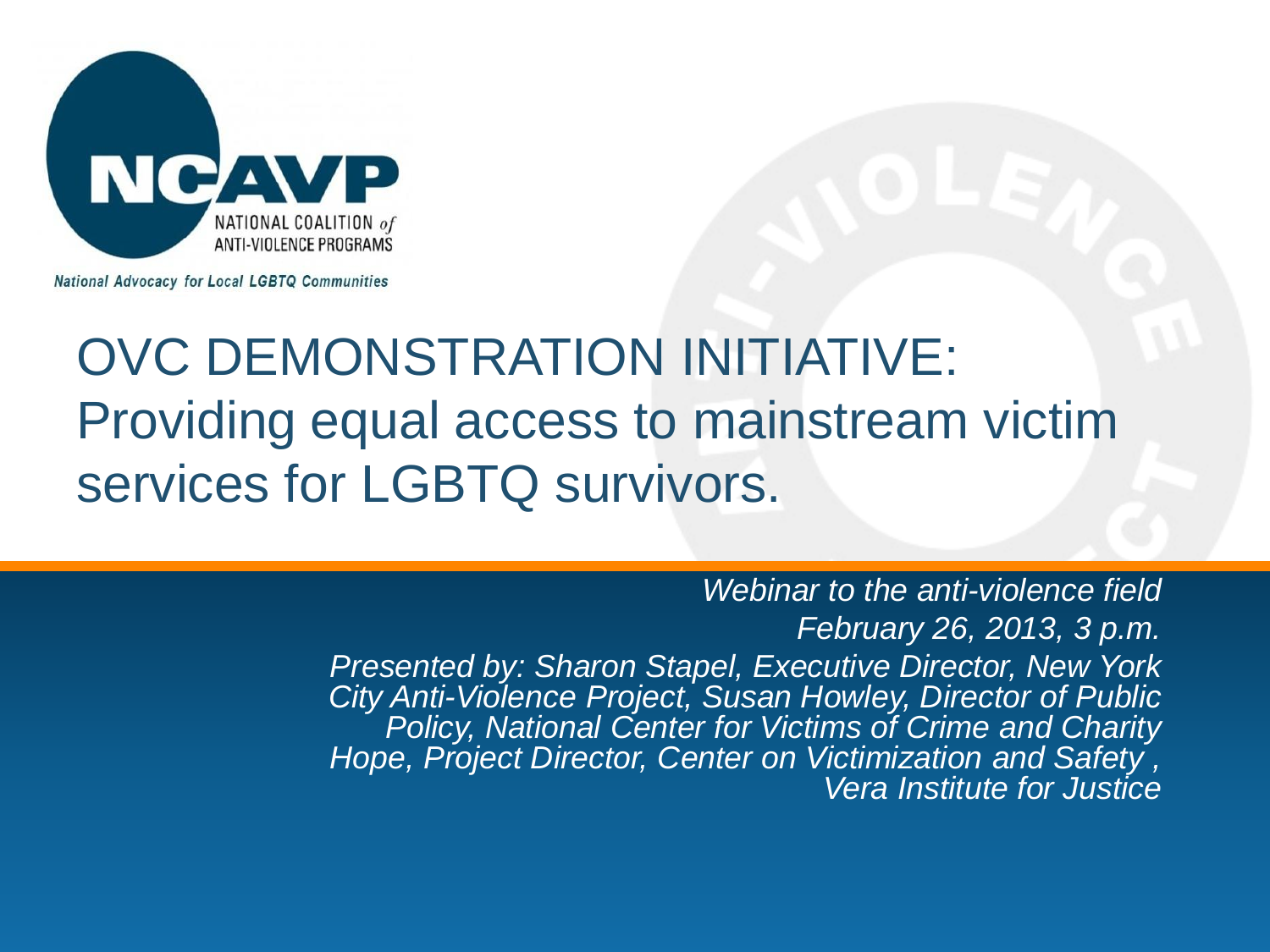NCAVP

NATIONAL COALITION *of* ANTI-VIOLENCE PROGRAMS

*National Advocacy for Local LGBTQ Communities*

# OVC DEMONSTRATION INITIATIVE: Providing equal access to mainstream victim services for LGBTQ survivors.

*Webinar to the anti-violence field*

*February 26, 2013, 3 p.m.*

*Presented by: Sharon Stapel, Executive Director, New York City Anti-Violence Project, Susan Howley, Director of Public Policy, National Center for Victims of Crime and Charity Hope, Project Director, Center on Victimization and Safety , Vera Institute for Justice*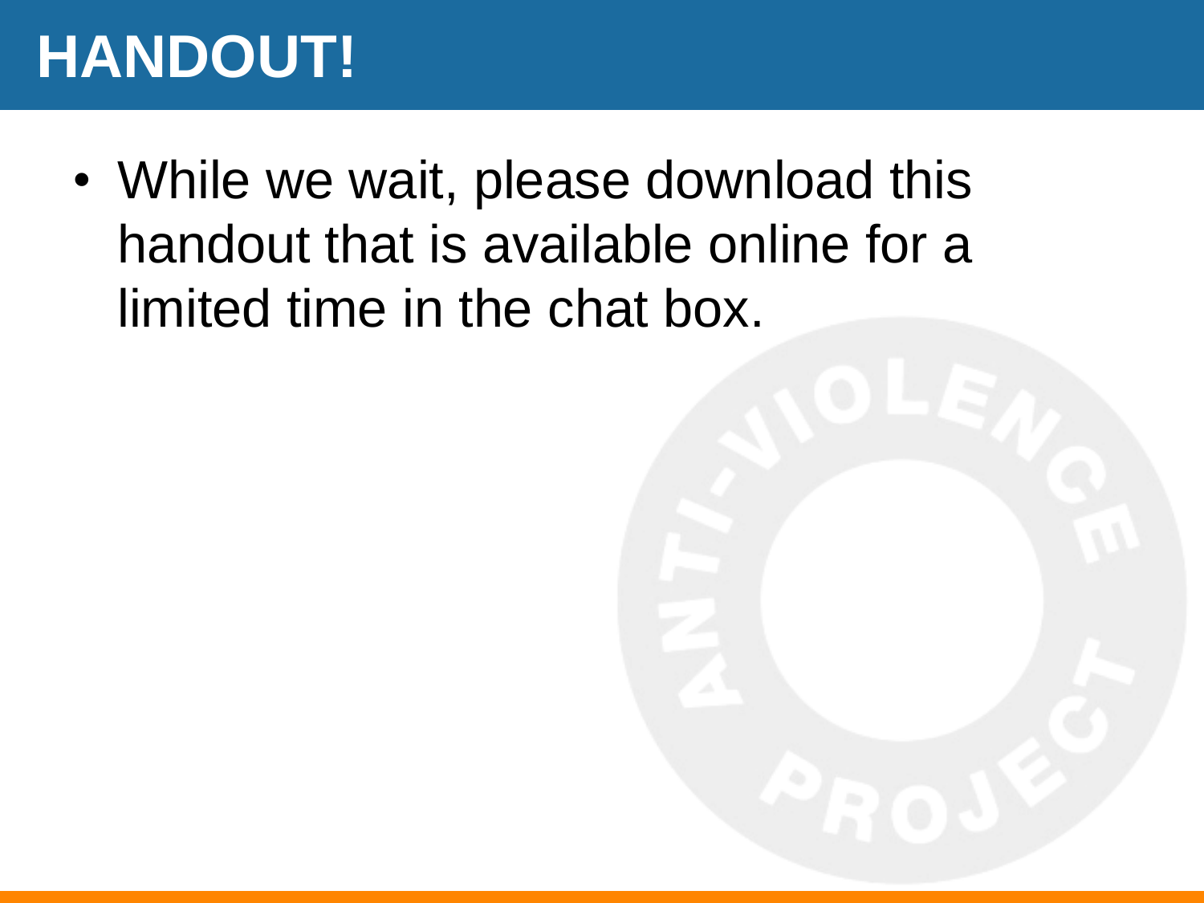# HANDOUT!

- While we wait, please download this handout that is available online for a limited time in the chat box.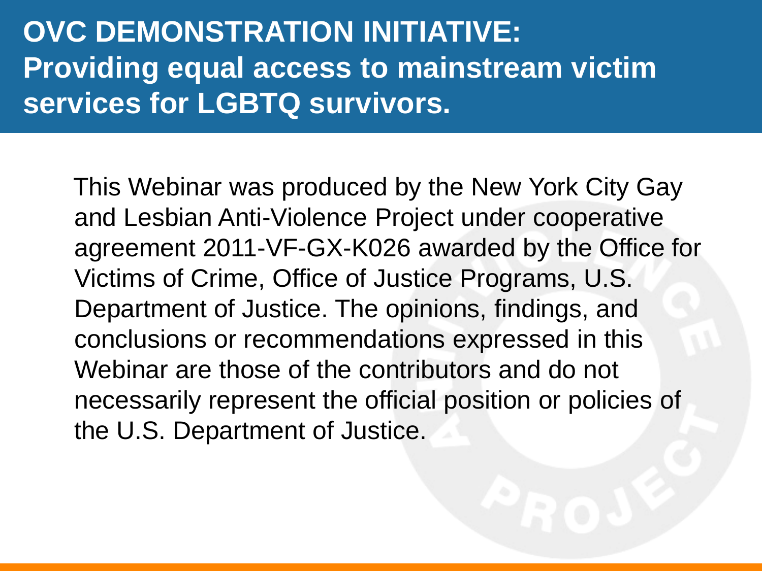# OVC DEMONSTRATION INITIATIVE: Providing equal access to mainstream victim services for LGBTQ survivors.

This Webinar was produced by the New York City Gay and Lesbian Anti-Violence Project under cooperative agreement 2011-VF-GX-K026 awarded by the Office for Victims of Crime, Office of Justice Programs, U.S. Department of Justice. The opinions, findings, and conclusions or recommendations expressed in this Webinar are those of the contributors and do not necessarily represent the official position or policies of the U.S. Department of Justice.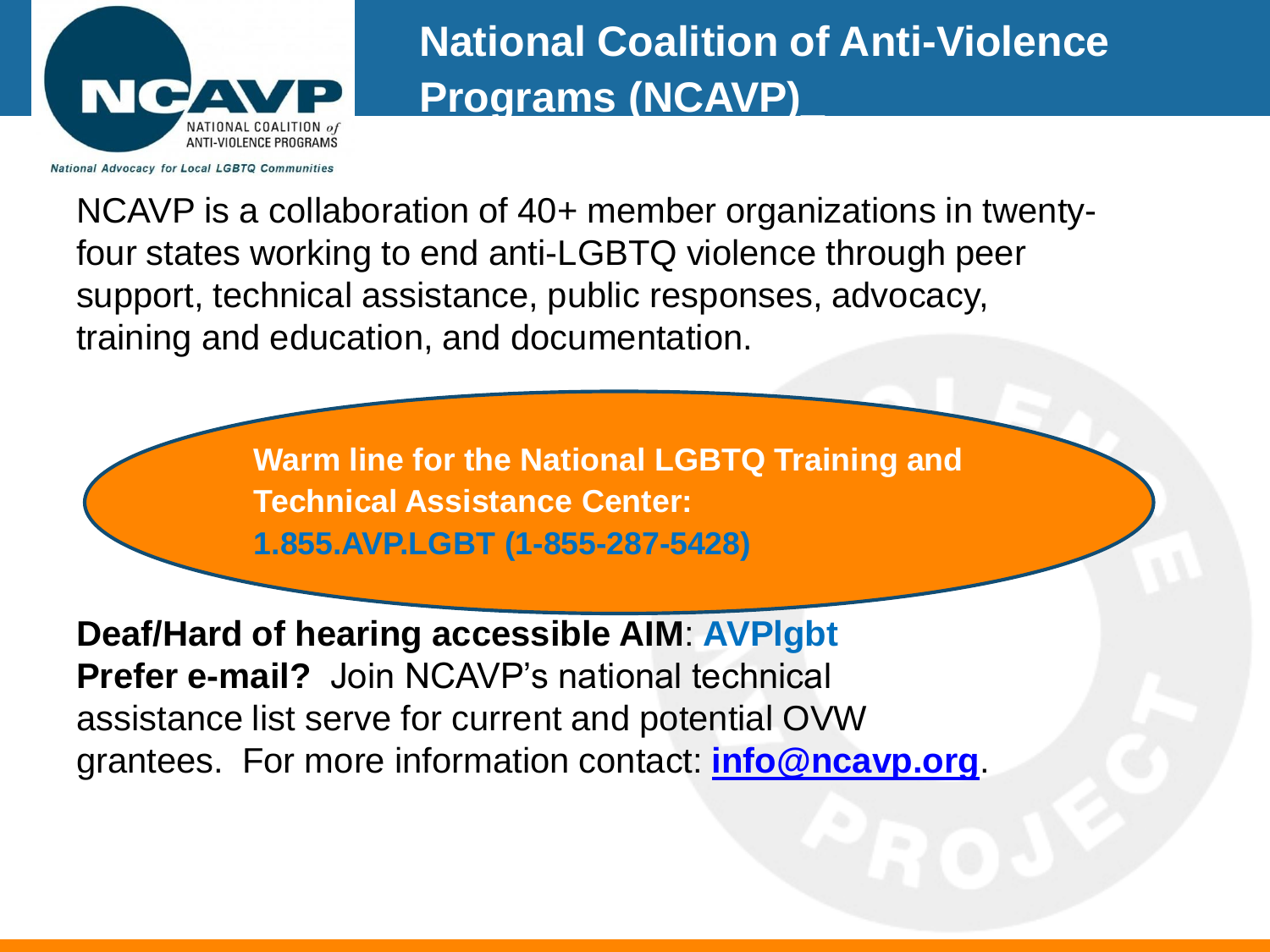# National Coalition of Anti-Violence Programs (NCAVP)

NCAVP — NATIONAL COALITION *of* ANTI-VIOLENCE PROGRAMS

*National Advocacy for Local LGBTQ Communities*

NCAVP is a collaboration of 40+ member organizations in twenty-four states working to end anti-LGBTQ violence through peer support, technical assistance, public responses, advocacy, training and education, and documentation.

**Warm line for the National LGBTQ Training and Technical Assistance Center:**
**1.855.AVP.LGBT (1-855-287-5428)**

**Deaf/Hard of hearing accessible AIM**: **AVPlgbt**
**Prefer e-mail?** Join NCAVP's national technical assistance list serve for current and potential OVW grantees. For more information contact: **info@ncavp.org**.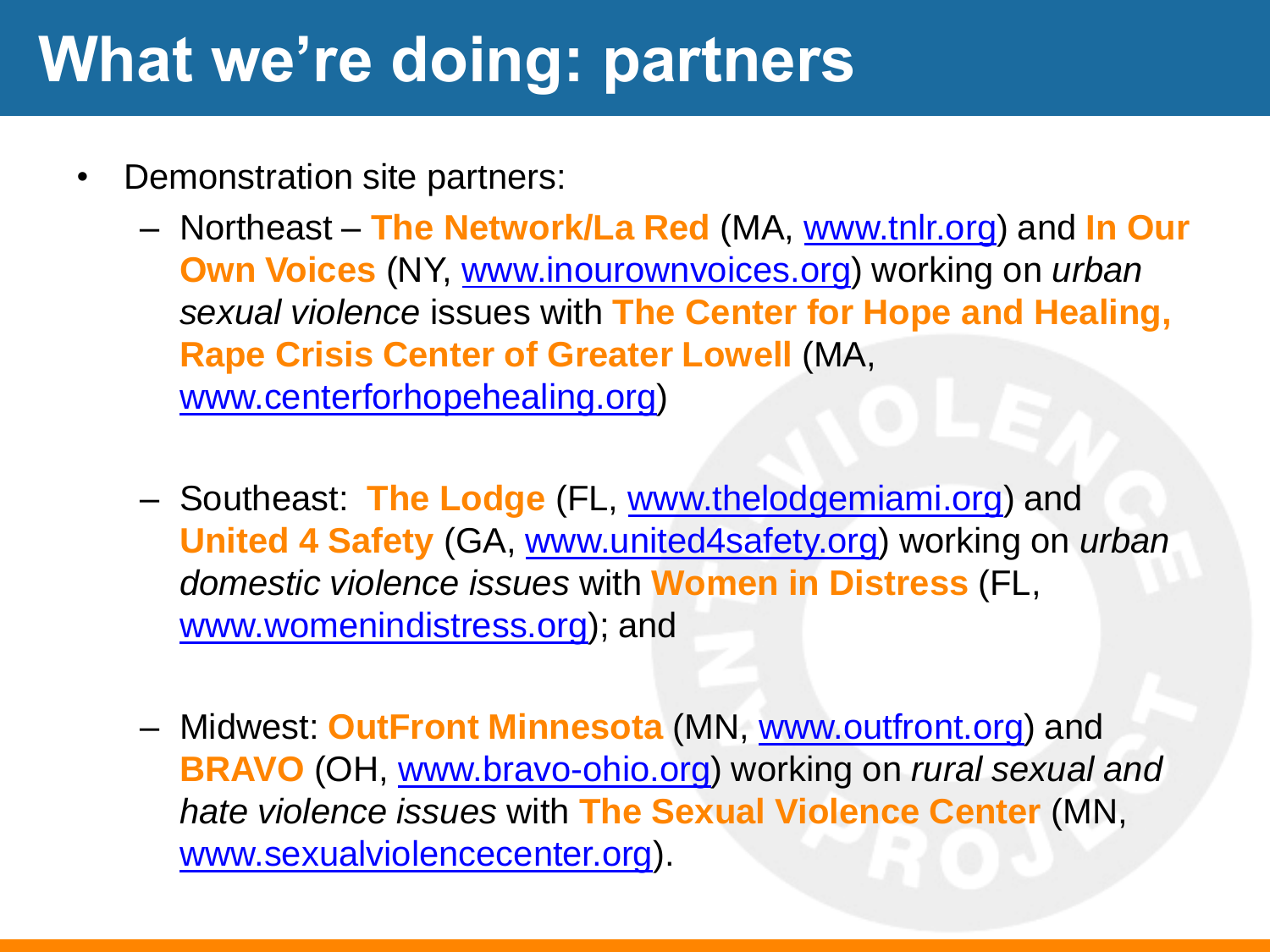# What we're doing: partners

- Demonstration site partners:
  - Northeast – **The Network/La Red** (MA, www.tnlr.org) and **In Our Own Voices** (NY, www.inourownvoices.org) working on *urban sexual violence* issues with **The Center for Hope and Healing, Rape Crisis Center of Greater Lowell** (MA, www.centerforhopehealing.org)
  - Southeast: **The Lodge** (FL, www.thelodgemiami.org) and **United 4 Safety** (GA, www.united4safety.org) working on *urban domestic violence issues* with **Women in Distress** (FL, www.womenindistress.org); and
  - Midwest: **OutFront Minnesota** (MN, www.outfront.org) and **BRAVO** (OH, www.bravo-ohio.org) working on *rural sexual and hate violence issues* with **The Sexual Violence Center** (MN, www.sexualviolencecenter.org).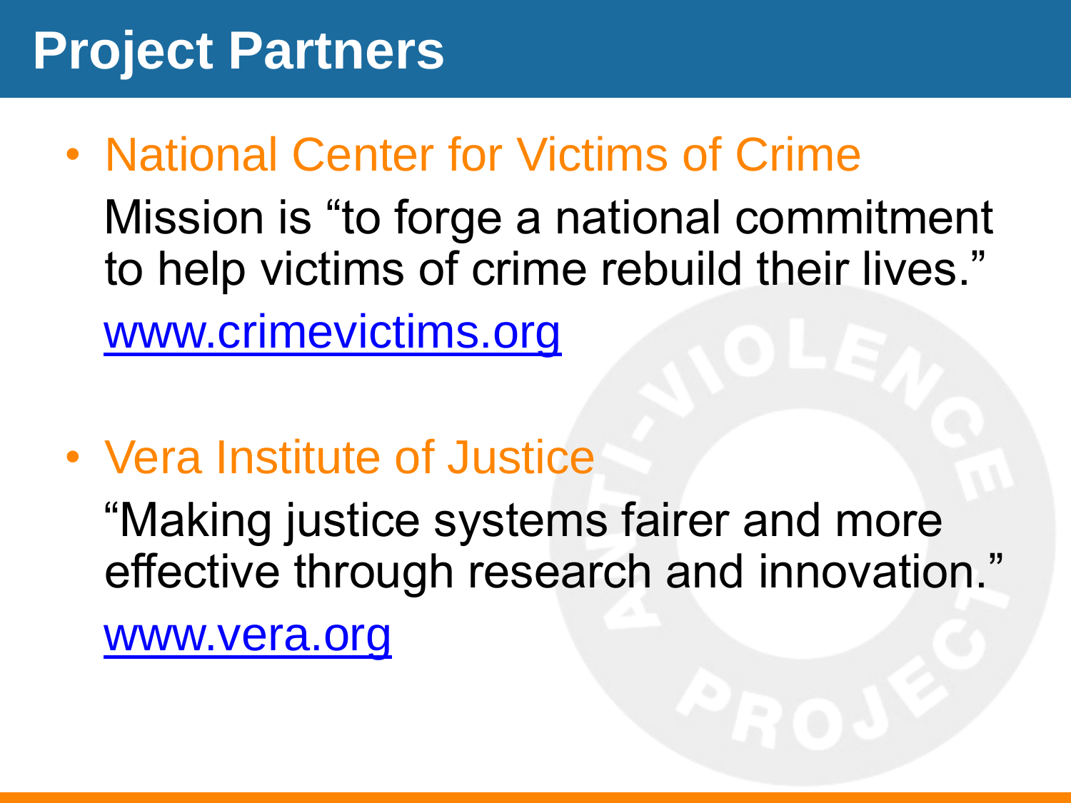# Project Partners

- National Center for Victims of Crime

  Mission is "to forge a national commitment to help victims of crime rebuild their lives."

  [www.crimevictims.org](http://www.crimevictims.org)

- Vera Institute of Justice

  "Making justice systems fairer and more effective through research and innovation."

  [www.vera.org](http://www.vera.org)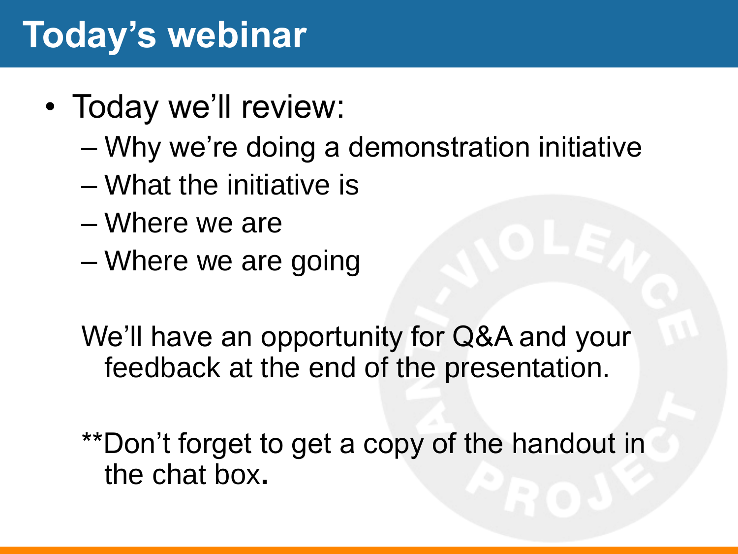# Today's webinar

- Today we'll review:
  - Why we're doing a demonstration initiative
  - What the initiative is
  - Where we are
  - Where we are going

We'll have an opportunity for Q&A and your feedback at the end of the presentation.

**Don't forget to get a copy of the handout in the chat box.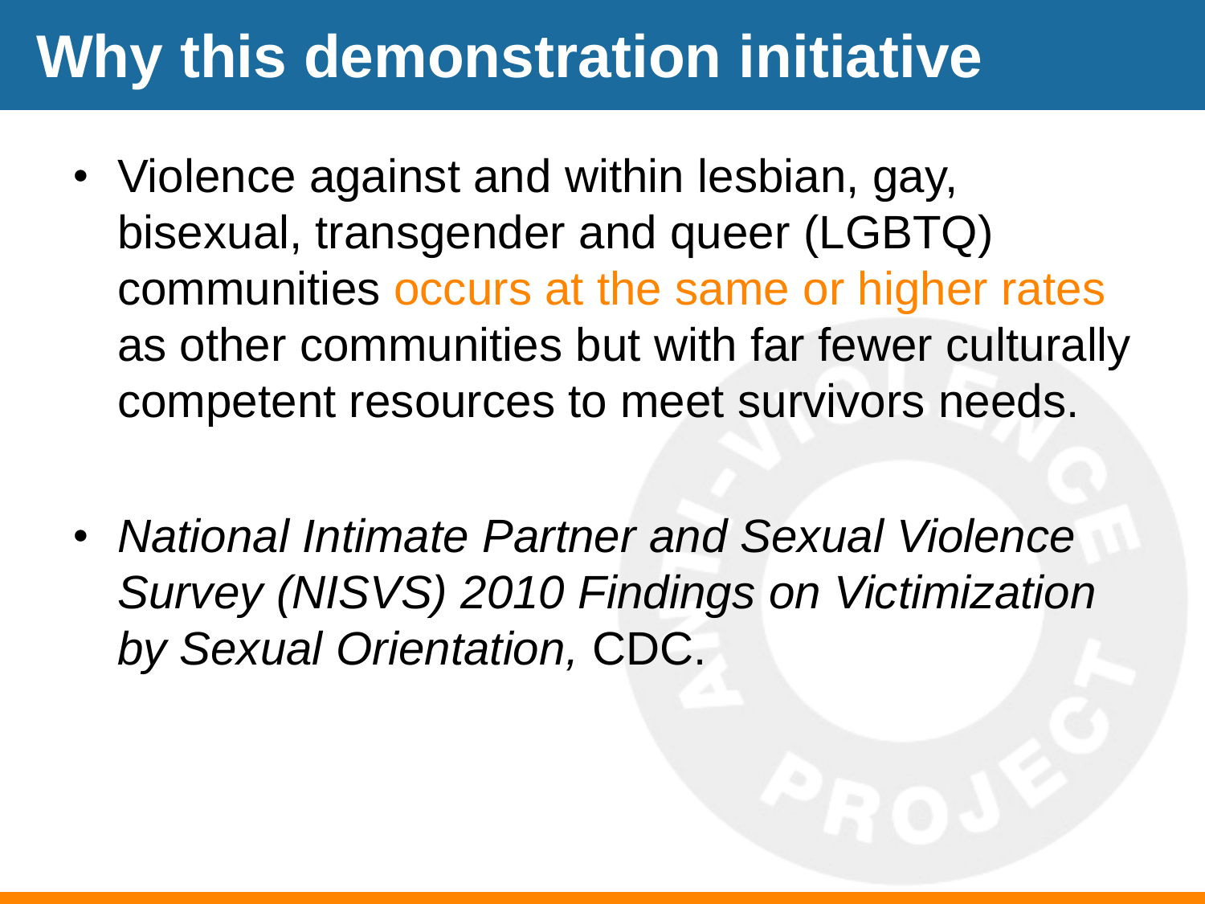# Why this demonstration initiative

- Violence against and within lesbian, gay, bisexual, transgender and queer (LGBTQ) communities occurs at the same or higher rates as other communities but with far fewer culturally competent resources to meet survivors needs.

- *National Intimate Partner and Sexual Violence Survey (NISVS) 2010 Findings on Victimization by Sexual Orientation,* CDC.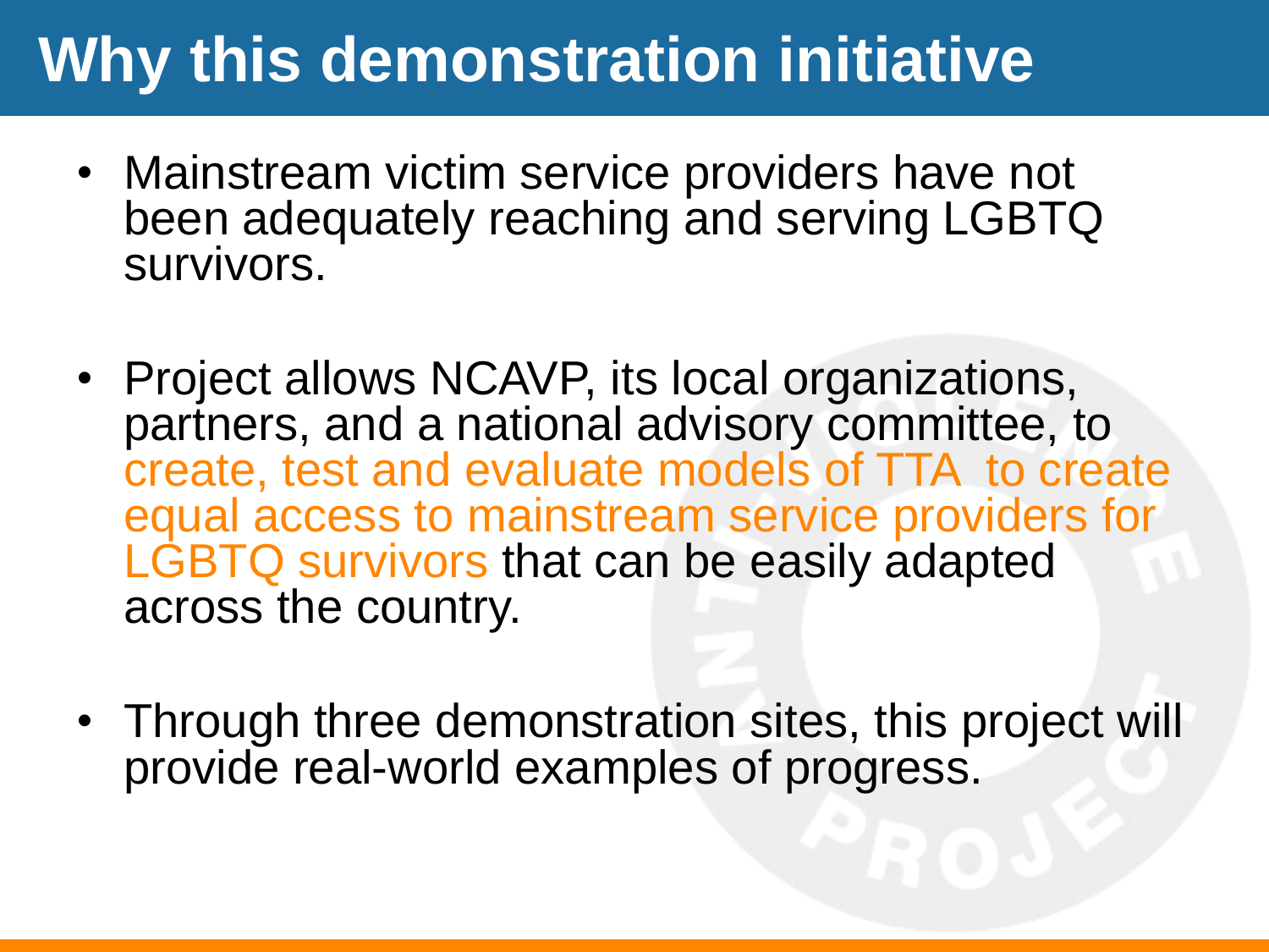# Why this demonstration initiative

- Mainstream victim service providers have not been adequately reaching and serving LGBTQ survivors.
- Project allows NCAVP, its local organizations, partners, and a national advisory committee, to create, test and evaluate models of TTA to create equal access to mainstream service providers for LGBTQ survivors that can be easily adapted across the country.
- Through three demonstration sites, this project will provide real-world examples of progress.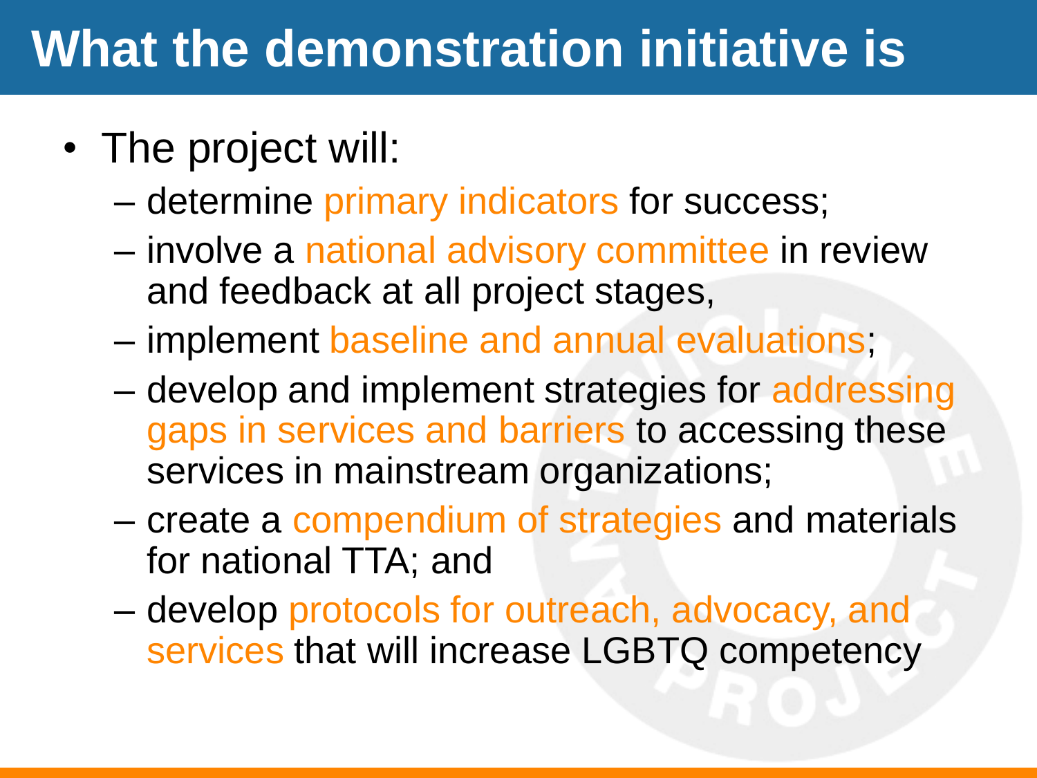# What the demonstration initiative is

- The project will:
  - determine primary indicators for success;
  - involve a national advisory committee in review and feedback at all project stages,
  - implement baseline and annual evaluations;
  - develop and implement strategies for addressing gaps in services and barriers to accessing these services in mainstream organizations;
  - create a compendium of strategies and materials for national TTA; and
  - develop protocols for outreach, advocacy, and services that will increase LGBTQ competency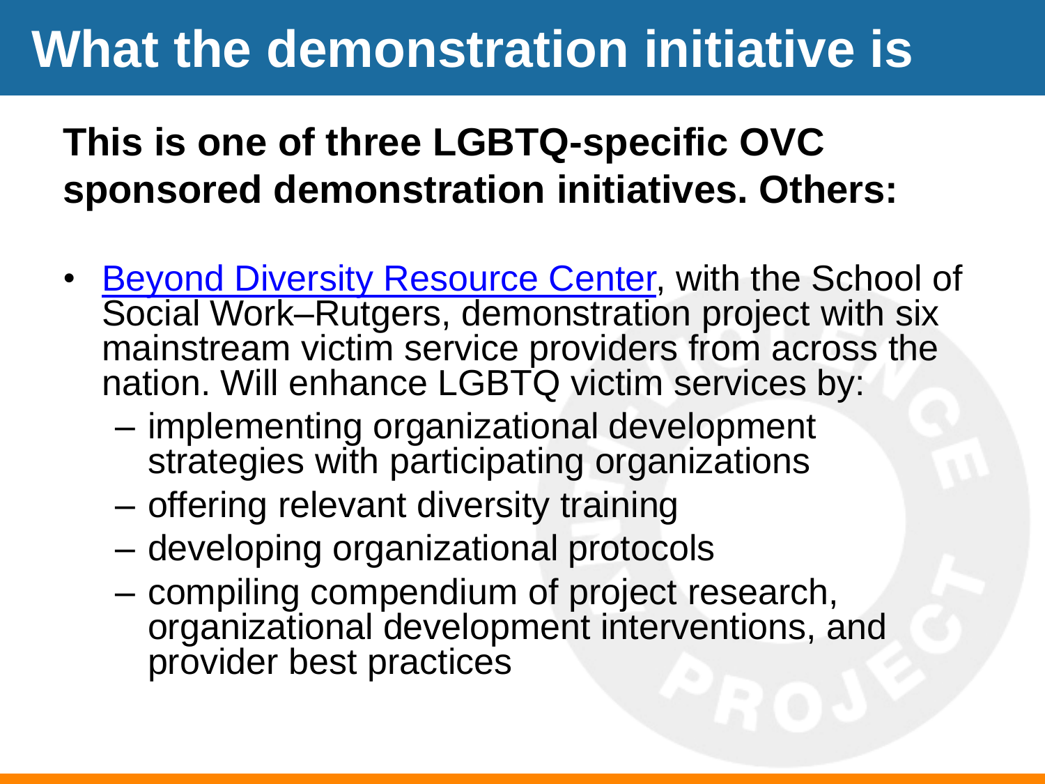# What the demonstration initiative is

**This is one of three LGBTQ-specific OVC sponsored demonstration initiatives. Others:**

- Beyond Diversity Resource Center, with the School of Social Work–Rutgers, demonstration project with six mainstream victim service providers from across the nation. Will enhance LGBTQ victim services by:
  - implementing organizational development strategies with participating organizations
  - offering relevant diversity training
  - developing organizational protocols
  - compiling compendium of project research, organizational development interventions, and provider best practices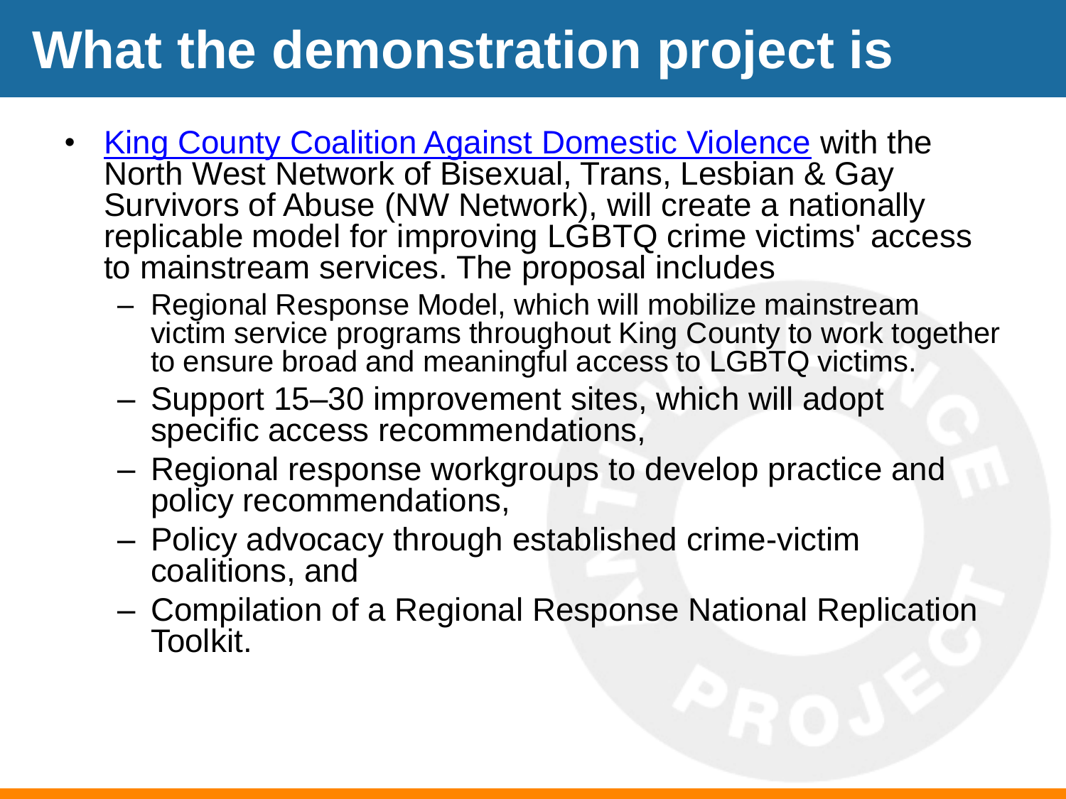# What the demonstration project is

- King County Coalition Against Domestic Violence with the North West Network of Bisexual, Trans, Lesbian & Gay Survivors of Abuse (NW Network), will create a nationally replicable model for improving LGBTQ crime victims' access to mainstream services. The proposal includes
  - Regional Response Model, which will mobilize mainstream victim service programs throughout King County to work together to ensure broad and meaningful access to LGBTQ victims.
  - Support 15–30 improvement sites, which will adopt specific access recommendations,
  - Regional response workgroups to develop practice and policy recommendations,
  - Policy advocacy through established crime-victim coalitions, and
  - Compilation of a Regional Response National Replication Toolkit.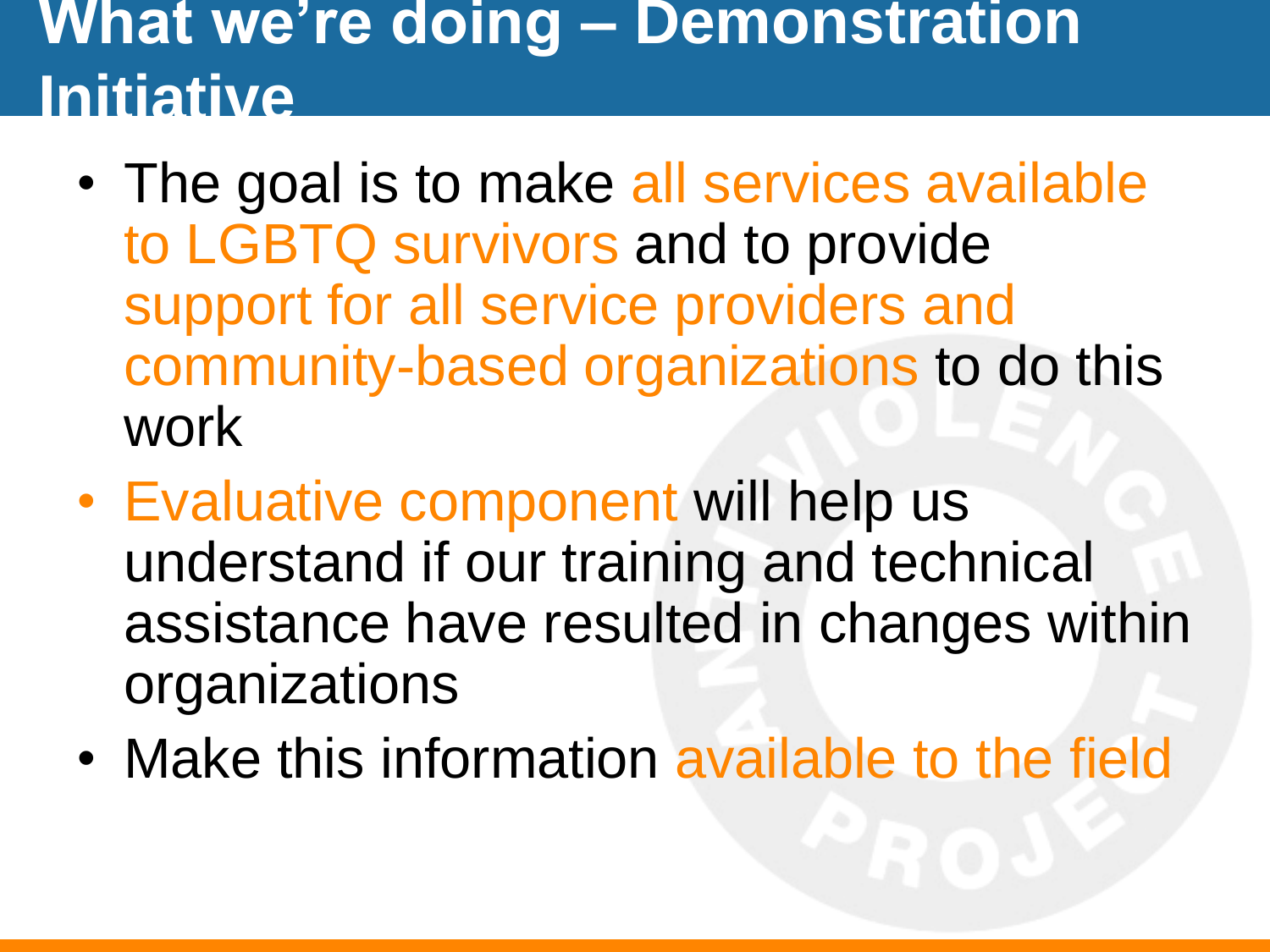# What we're doing – Demonstration Initiative

- The goal is to make all services available to LGBTQ survivors and to provide support for all service providers and community-based organizations to do this work
- Evaluative component will help us understand if our training and technical assistance have resulted in changes within organizations
- Make this information available to the field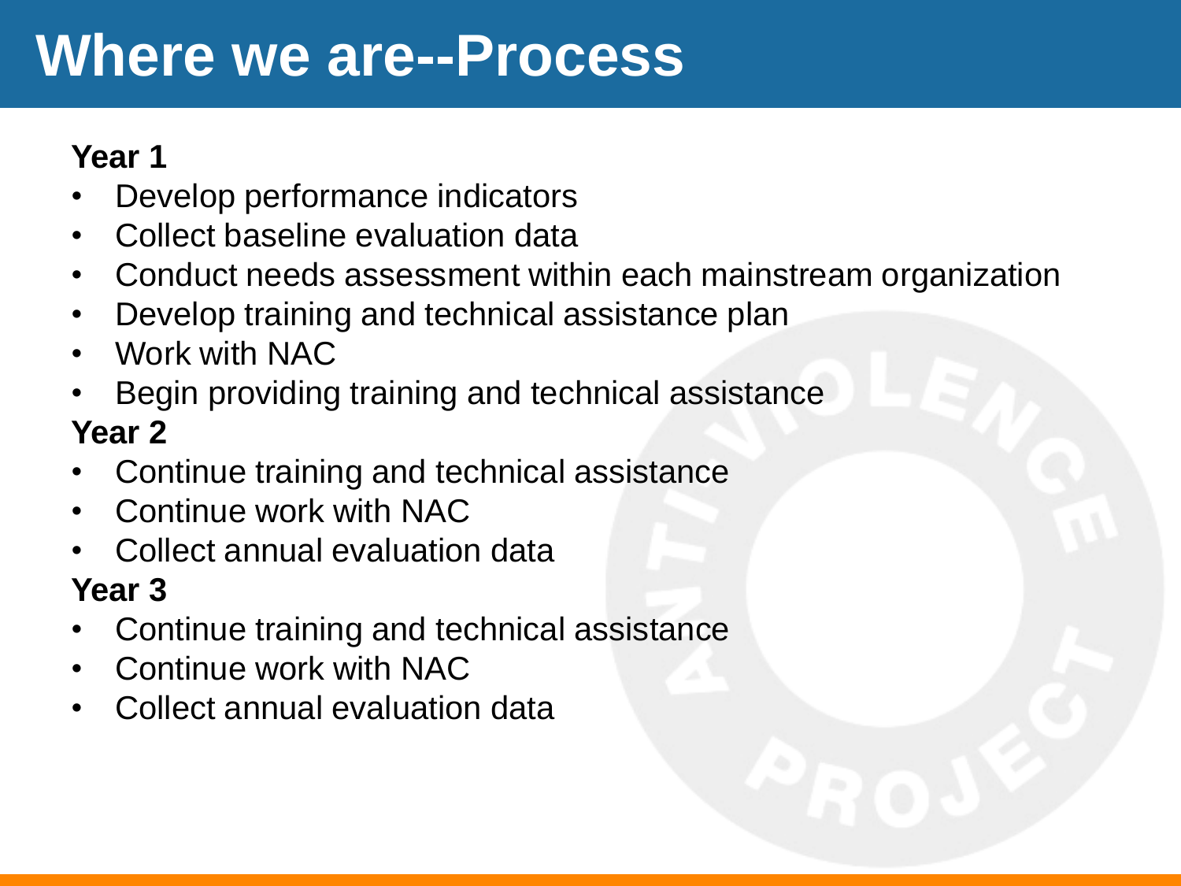# Where we are--Process

**Year 1**

- Develop performance indicators
- Collect baseline evaluation data
- Conduct needs assessment within each mainstream organization
- Develop training and technical assistance plan
- Work with NAC
- Begin providing training and technical assistance

**Year 2**

- Continue training and technical assistance
- Continue work with NAC
- Collect annual evaluation data

**Year 3**

- Continue training and technical assistance
- Continue work with NAC
- Collect annual evaluation data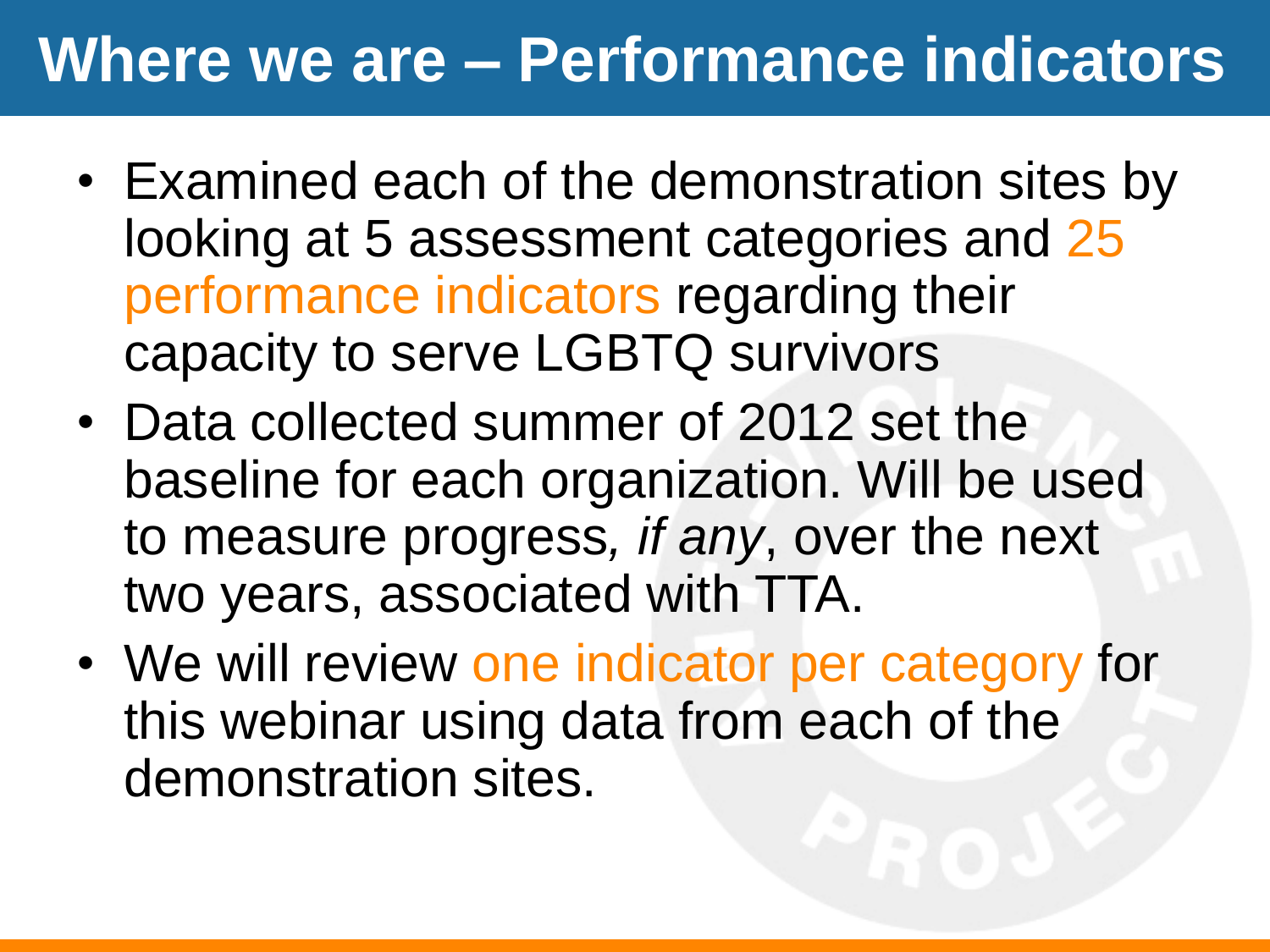# Where we are – Performance indicators

- Examined each of the demonstration sites by looking at 5 assessment categories and 25 performance indicators regarding their capacity to serve LGBTQ survivors
- Data collected summer of 2012 set the baseline for each organization. Will be used to measure progress, *if any*, over the next two years, associated with TTA.
- We will review one indicator per category for this webinar using data from each of the demonstration sites.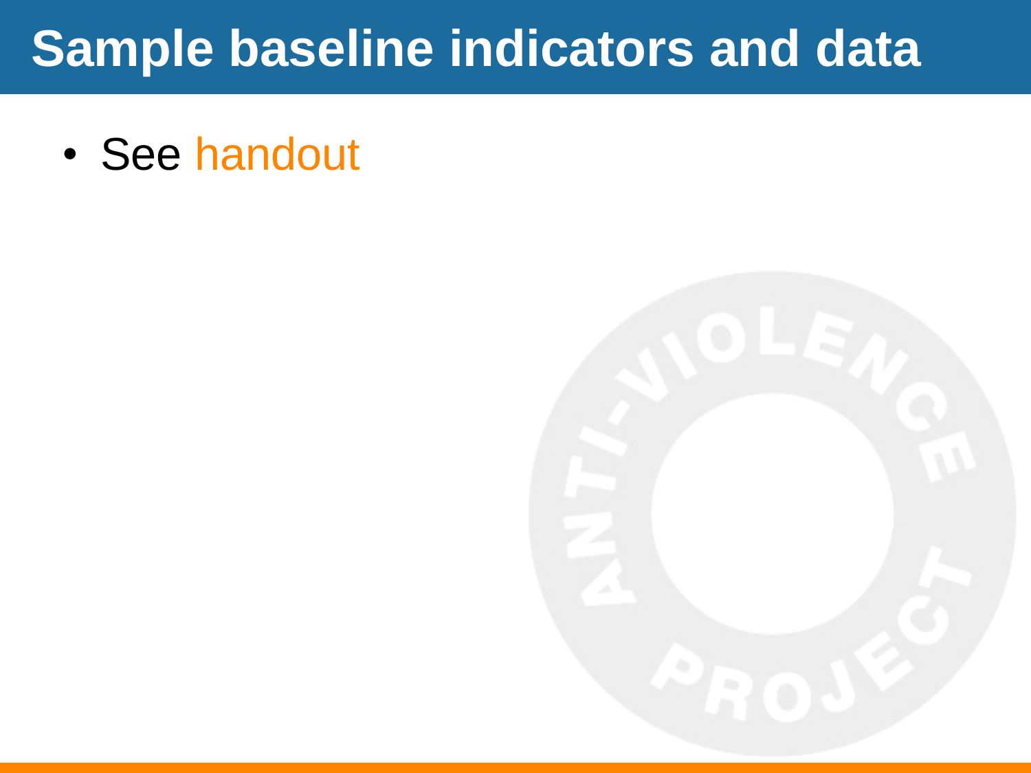# Sample baseline indicators and data

- See handout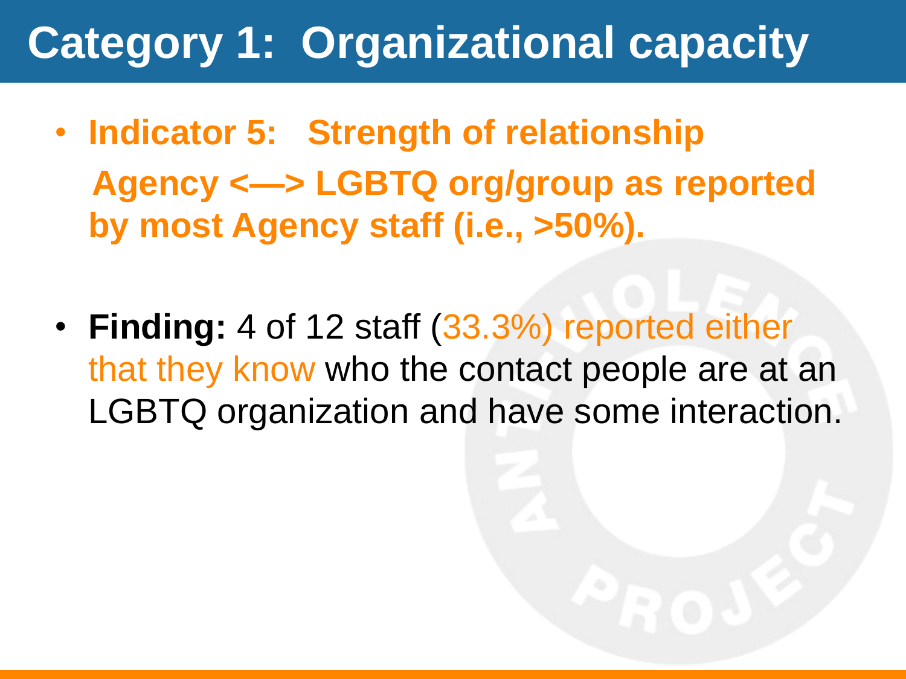# Category 1: Organizational capacity

- **Indicator 5: Strength of relationship Agency <—> LGBTQ org/group as reported by most Agency staff (i.e., >50%).**

- **Finding:** 4 of 12 staff (33.3%) reported either that they know who the contact people are at an LGBTQ organization and have some interaction.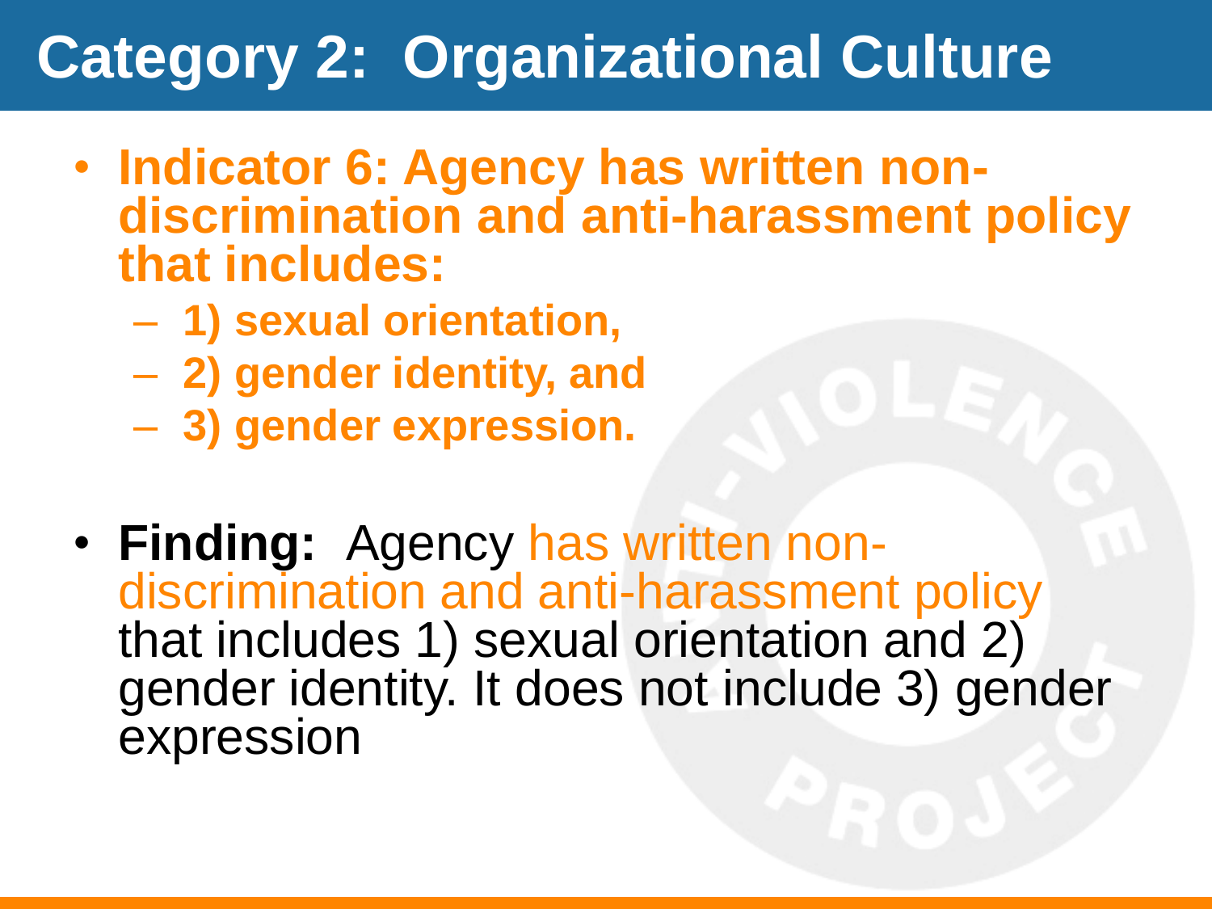# Category 2: Organizational Culture

- **Indicator 6: Agency has written non-discrimination and anti-harassment policy that includes:**
  - **1) sexual orientation,**
  - **2) gender identity, and**
  - **3) gender expression.**

- **Finding:** Agency has written non-discrimination and anti-harassment policy that includes 1) sexual orientation and 2) gender identity. It does not include 3) gender expression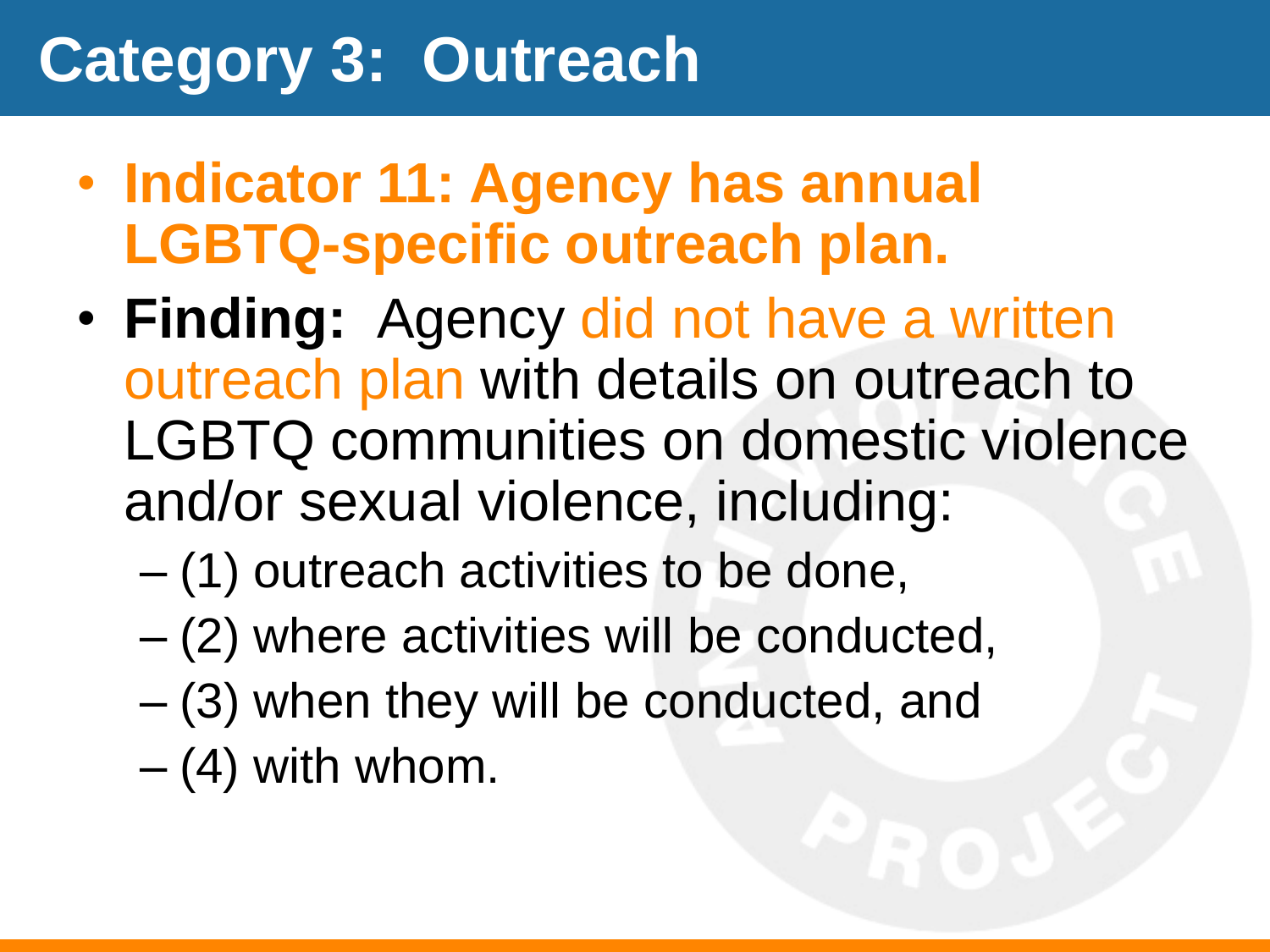# Category 3: Outreach

- **Indicator 11: Agency has annual LGBTQ-specific outreach plan.**
- **Finding:** Agency did not have a written outreach plan with details on outreach to LGBTQ communities on domestic violence and/or sexual violence, including:
  - (1) outreach activities to be done,
  - (2) where activities will be conducted,
  - (3) when they will be conducted, and
  - (4) with whom.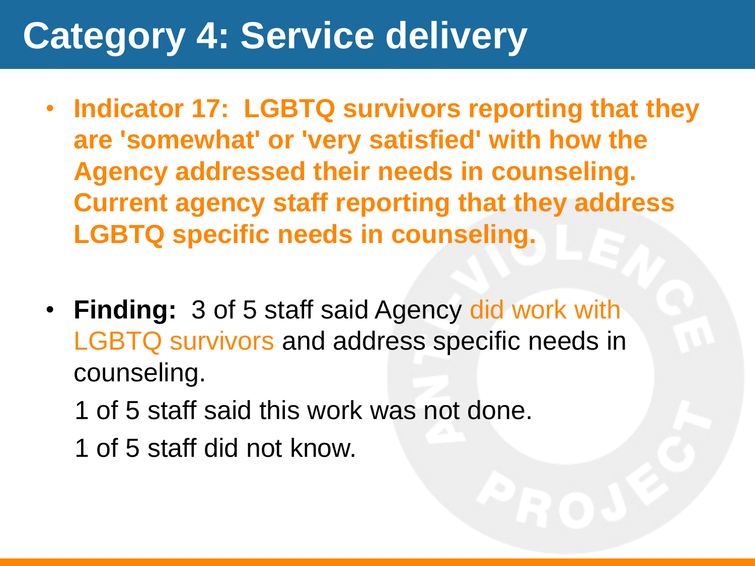# Category 4: Service delivery

- **Indicator 17: LGBTQ survivors reporting that they are 'somewhat' or 'very satisfied' with how the Agency addressed their needs in counseling. Current agency staff reporting that they address LGBTQ specific needs in counseling.**

- **Finding:** 3 of 5 staff said Agency did work with LGBTQ survivors and address specific needs in counseling.

  1 of 5 staff said this work was not done.

  1 of 5 staff did not know.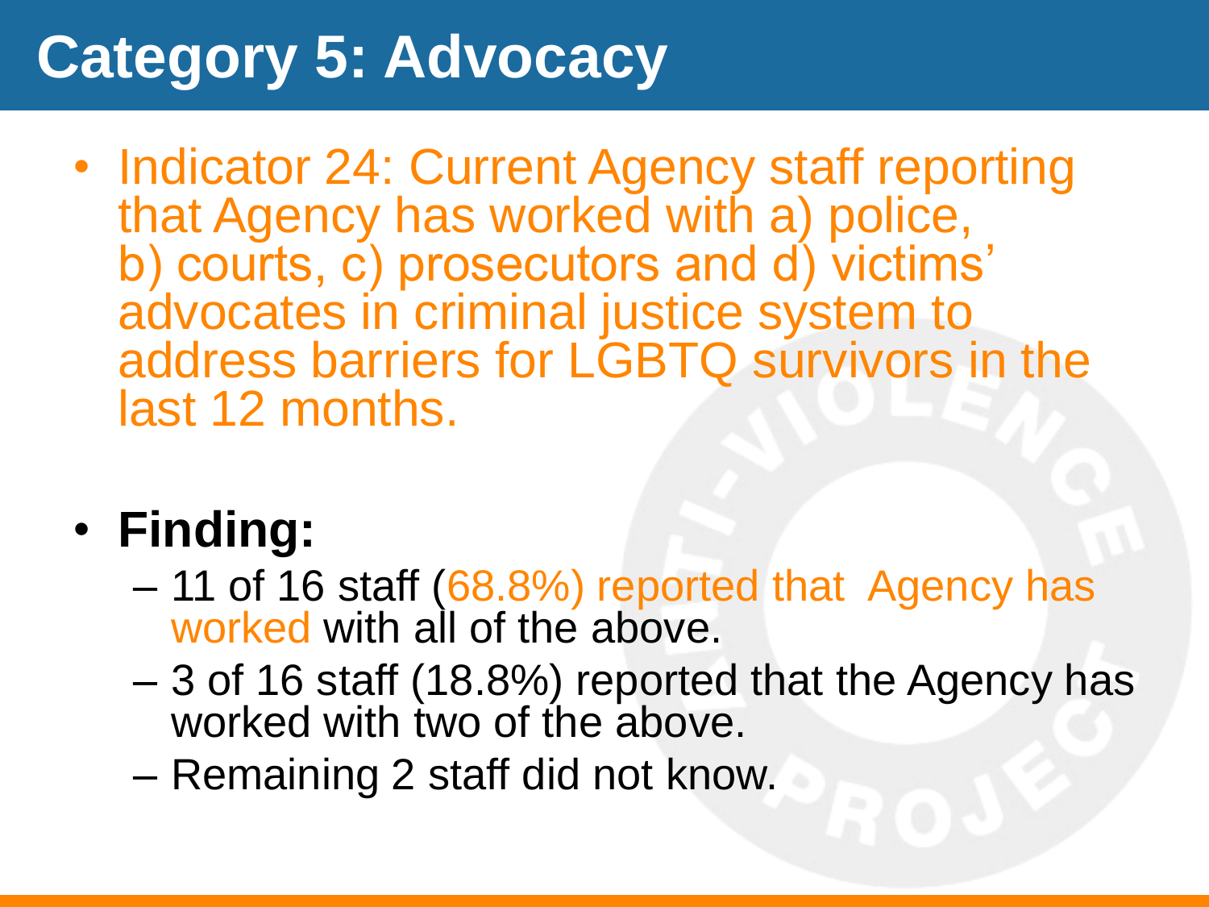# Category 5: Advocacy

- Indicator 24: Current Agency staff reporting that Agency has worked with a) police, b) courts, c) prosecutors and d) victims' advocates in criminal justice system to address barriers for LGBTQ survivors in the last 12 months.

- **Finding:**
  - 11 of 16 staff (68.8%) reported that Agency has worked with all of the above.
  - 3 of 16 staff (18.8%) reported that the Agency has worked with two of the above.
  - Remaining 2 staff did not know.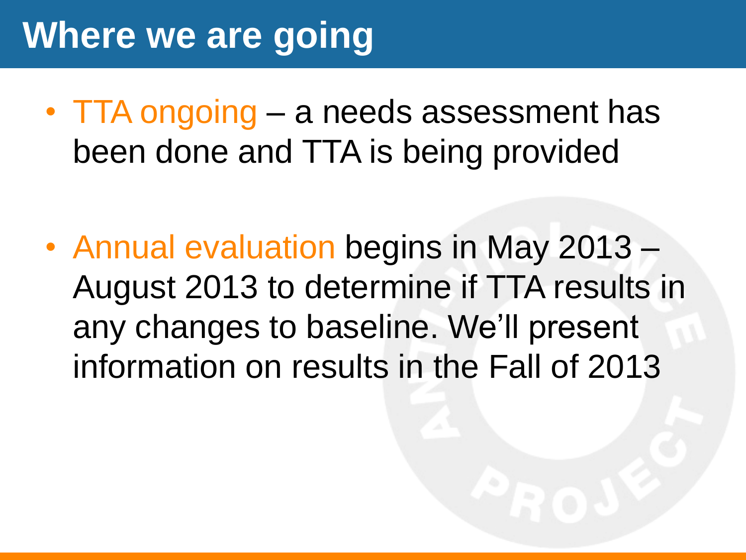# Where we are going

- TTA ongoing – a needs assessment has been done and TTA is being provided

- Annual evaluation begins in May 2013 – August 2013 to determine if TTA results in any changes to baseline. We'll present information on results in the Fall of 2013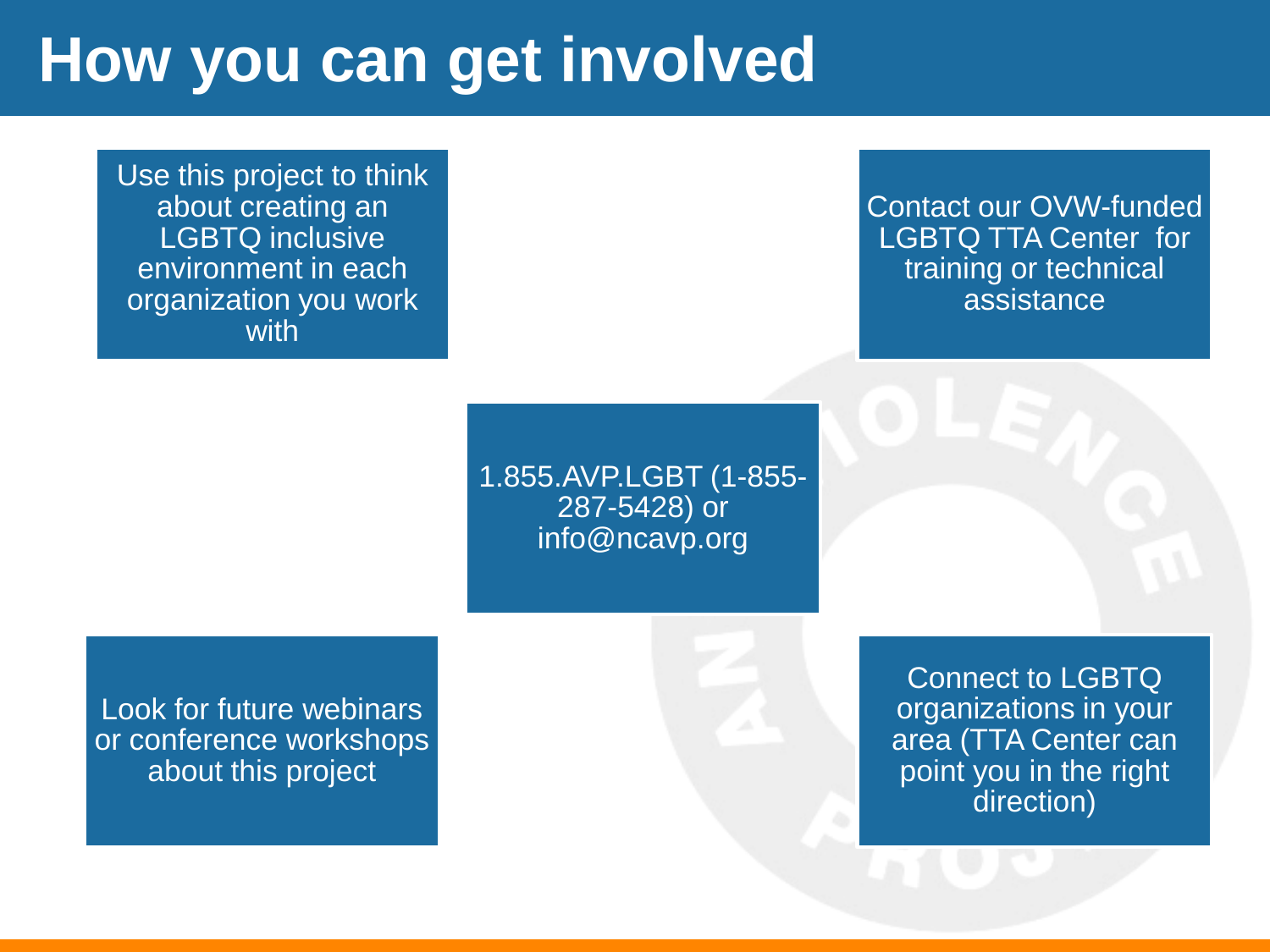# How you can get involved

Use this project to think about creating an LGBTQ inclusive environment in each organization you work with

Contact our OVW-funded LGBTQ TTA Center for training or technical assistance

1.855.AVP.LGBT (1-855-287-5428) or info@ncavp.org

Look for future webinars or conference workshops about this project

Connect to LGBTQ organizations in your area (TTA Center can point you in the right direction)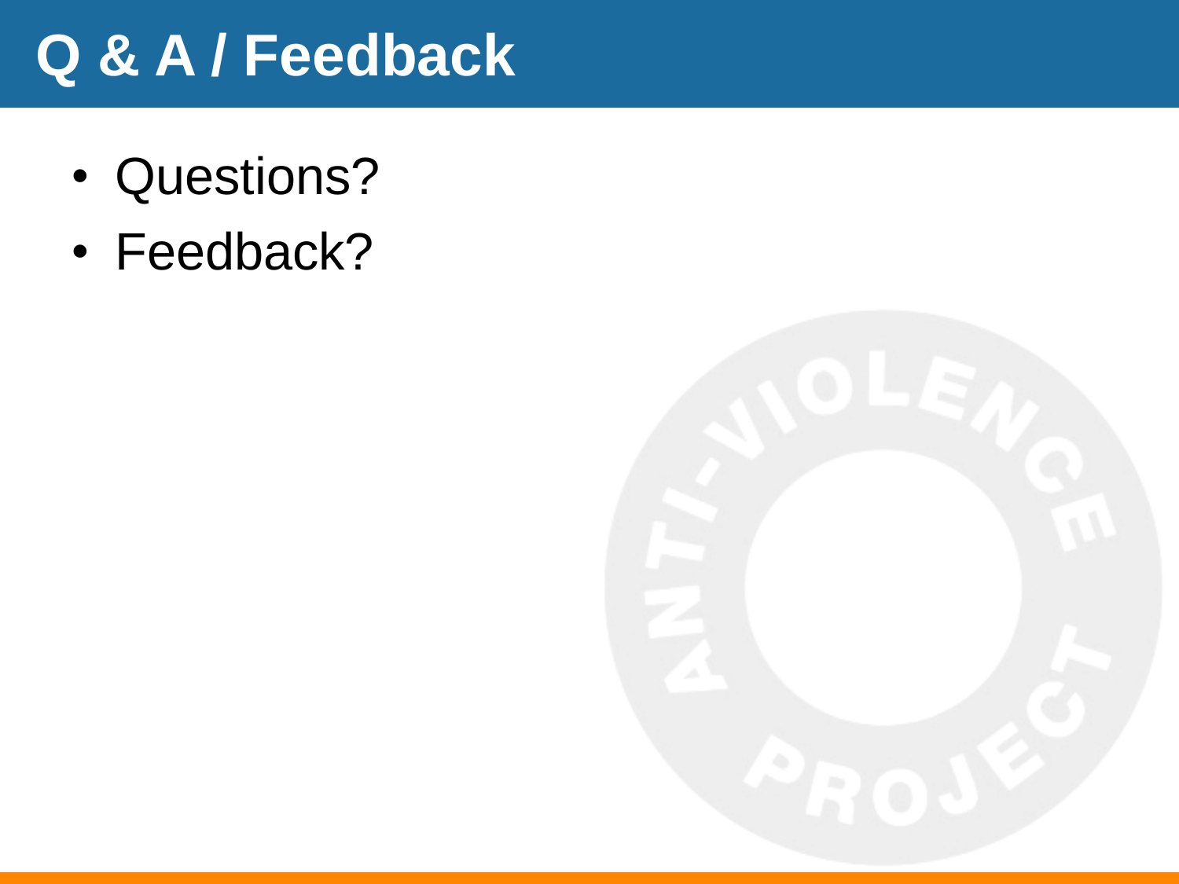# Q & A / Feedback

- Questions?
- Feedback?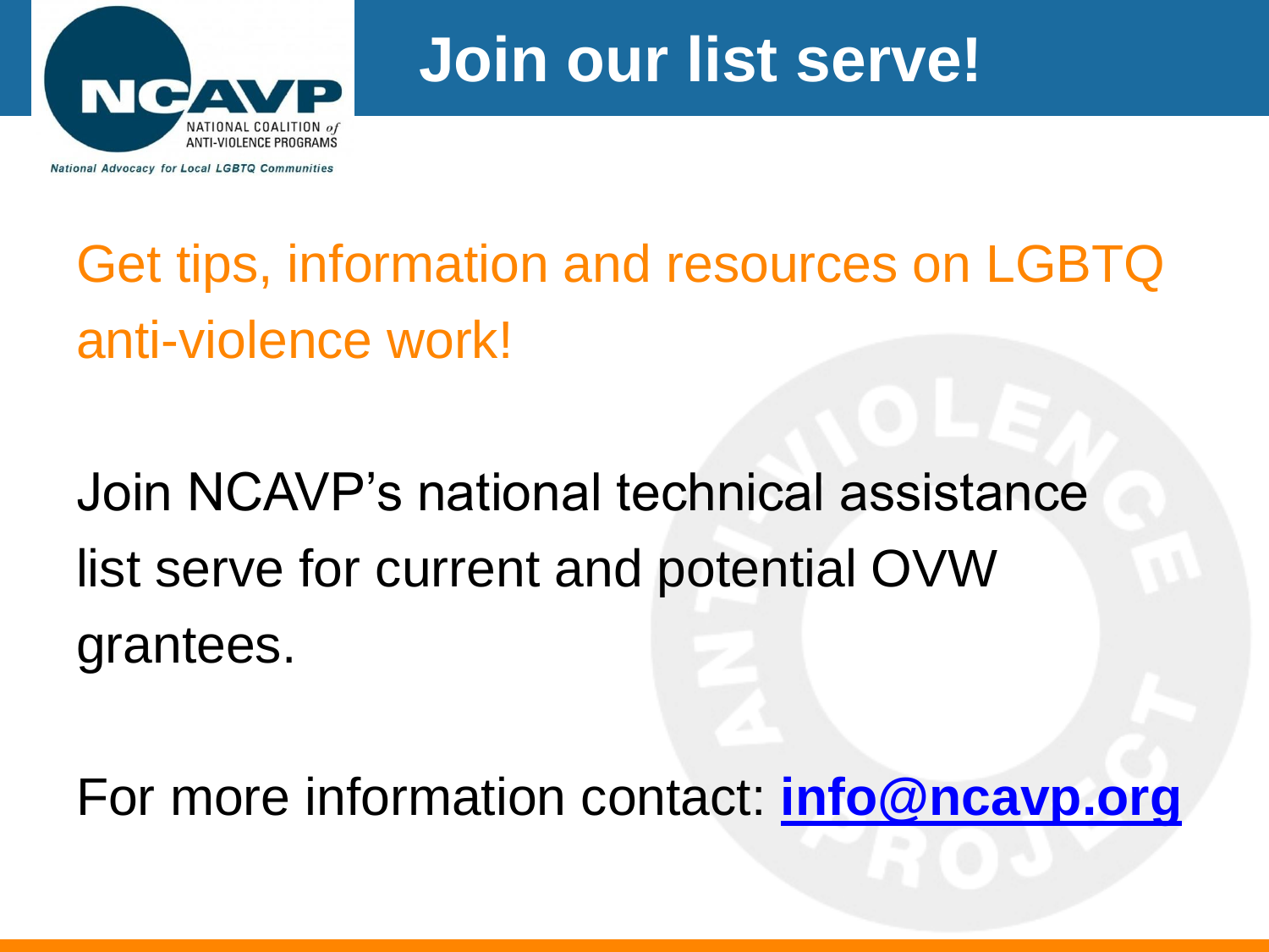# Join our list serve!

Get tips, information and resources on LGBTQ anti-violence work!

Join NCAVP's national technical assistance list serve for current and potential OVW grantees.

For more information contact: **info@ncavp.org**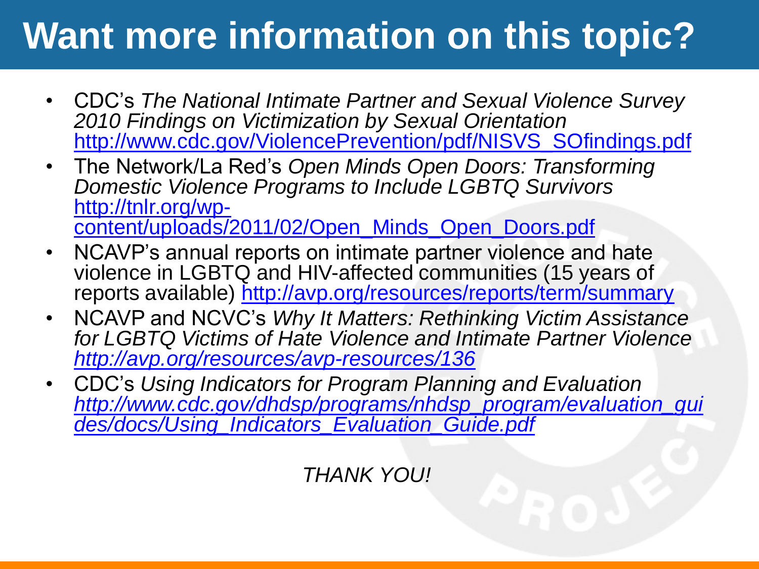# Want more information on this topic?

- CDC's *The National Intimate Partner and Sexual Violence Survey 2010 Findings on Victimization by Sexual Orientation* http://www.cdc.gov/ViolencePrevention/pdf/NISVS_SOfindings.pdf
- The Network/La Red's *Open Minds Open Doors: Transforming Domestic Violence Programs to Include LGBTQ Survivors* http://tnlr.org/wp-content/uploads/2011/02/Open_Minds_Open_Doors.pdf
- NCAVP's annual reports on intimate partner violence and hate violence in LGBTQ and HIV-affected communities (15 years of reports available) http://avp.org/resources/reports/term/summary
- NCAVP and NCVC's *Why It Matters: Rethinking Victim Assistance for LGBTQ Victims of Hate Violence and Intimate Partner Violence* *http://avp.org/resources/avp-resources/136*
- CDC's *Using Indicators for Program Planning and Evaluation* *http://www.cdc.gov/dhdsp/programs/nhdsp_program/evaluation_guides/docs/Using_Indicators_Evaluation_Guide.pdf*

*THANK YOU!*